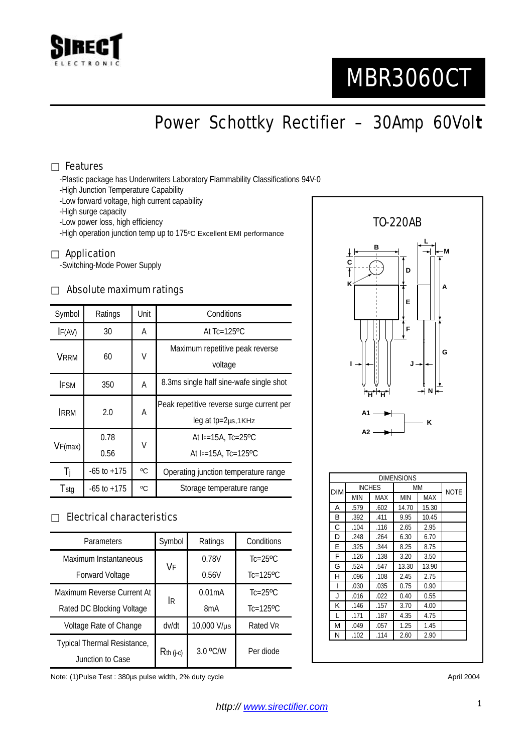SIRECT ELECTRONIC

# MBR3060CT

## Power Schottky Rectifier – 30Amp 60Volt

### □ Features

- -Plastic package has Underwriters Laboratory Flammability Classifications 94V-0
- -High Junction Temperature Capability
- -Low forward voltage, high current capability
- -High surge capacity
- -Low power loss, high efficiency
- -High operation junction temp up to 175ºC Excellent EMI performance

### □ Application

-Switching-Mode Power Supply

### □ Absolute maximum ratings

| Symbol | Ratings | Unit | Conditions |
|---|---|---|---|
| $I_{F(AV)}$ | 30 | A | At Tc=125ºC |
| $V_{RRM}$ | 60 | V | Maximum repetitive peak reverse voltage |
| $I_{FSM}$ | 350 | A | 8.3ms single half sine-wafe single shot |
| $I_{RRM}$ | 2.0 | A | Peak repetitive reverse surge current per leg at tp=2μs,1KHz |
| $V_{F(max)}$ | 0.78 | V | At $I_F$=15A, Tc=25ºC |
| | 0.56 | | At $I_F$=15A, Tc=125ºC |
| $T_j$ | -65 to +175 | ºC | Operating junction temperature range |
| $T_{stg}$ | -65 to +175 | ºC | Storage temperature range |

### □ Electrical characteristics

| Parameters | Symbol | Ratings | Conditions |
|---|---|---|---|
| Maximum Instantaneous Forward Voltage | $V_F$ | 0.78V | Tc=25ºC |
| | | 0.56V | Tc=125ºC |
| Maximum Reverse Current At Rated DC Blocking Voltage | $I_R$ | 0.01mA | Tc=25ºC |
| | | 8mA | Tc=125ºC |
| Voltage Rate of Change | dv/dt | 10,000 V/μs | Rated $V_R$ |
| Typical Thermal Resistance, Junction to Case | $R_{th\ (j-c)}$ | 3.0 ºC/W | Per diode |

Note: (1)Pulse Test : 380μs pulse width, 2% duty cycle

TO-220AB

A1, A2, K

| DIM | INCHES | | MM | | NOTE |
|---|---|---|---|---|---|
| | MIN | MAX | MIN | MAX | |
| A | .579 | .602 | 14.70 | 15.30 | |
| B | .392 | .411 | 9.95 | 10.45 | |
| C | .104 | .116 | 2.65 | 2.95 | |
| D | .248 | .264 | 6.30 | 6.70 | |
| E | .325 | .344 | 8.25 | 8.75 | |
| F | .126 | .138 | 3.20 | 3.50 | |
| G | .524 | .547 | 13.30 | 13.90 | |
| H | .096 | .108 | 2.45 | 2.75 | |
| I | .030 | .035 | 0.75 | 0.90 | |
| J | .016 | .022 | 0.40 | 0.55 | |
| K | .146 | .157 | 3.70 | 4.00 | |
| L | .171 | .187 | 4.35 | 4.75 | |
| M | .049 | .057 | 1.25 | 1.45 | |
| N | .102 | .114 | 2.60 | 2.90 | |

April 2004

*http:// www.sirectifier.com*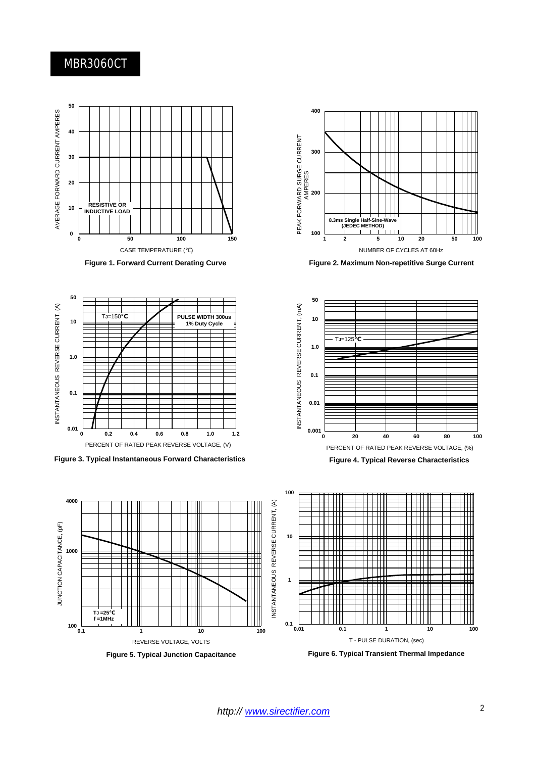# MBR3060CT

50
40
30
20
10
0
0 50 100 150
AVERAGE FORWARD CURRENT AMPERES
CASE TEMPERATURE (℃)
RESISTIVE OR INDUCTIVE LOAD

**Figure 1. Forward Current Derating Curve**

400
300
200
100
1 2 5 10 20 50 100
PEAK FORWARD SURGE CURRENT AMPERES
NUMBER OF CYCLES AT 60Hz
8.3ms Single Half-Sine-Wave (JEDEC METHOD)

**Figure 2. Maximum Non-repetitive Surge Current**

50
10
1.0
0.1
0.01
0 0.2 0.4 0.6 0.8 1.0 1.2
INSTANTANEOUS REVERSE CURRENT, (A)
PERCENT OF RATED PEAK REVERSE VOLTAGE, (V)
TJ=150℃
PULSE WIDTH 300us 1% Duty Cycle

**Figure 3. Typical Instantaneous Forward Characteristics**

50
10
1.0
0.1
0.01
0.001
0 20 40 60 80 100
INSTANTANEOUS REVERSE CURRENT, (mA)
PERCENT OF RATED PEAK REVERSE VOLTAGE, (%)
TJ=125℃

**Figure 4. Typical Reverse Characteristics**

4000
1000
100
0.1 1 10 100
JUNCTION CAPACITANCE, (pF)
REVERSE VOLTAGE, VOLTS
TJ =25℃
f =1MHz

**Figure 5. Typical Junction Capacitance**

100
10
1
0.1
0.01 0.1 1 10 100
INSTANTANEOUS REVERSE CURRENT, (A)
T - PULSE DURATION, (sec)

**Figure 6. Typical Transient Thermal Impedance**

*http:// www.sirectifier.com*